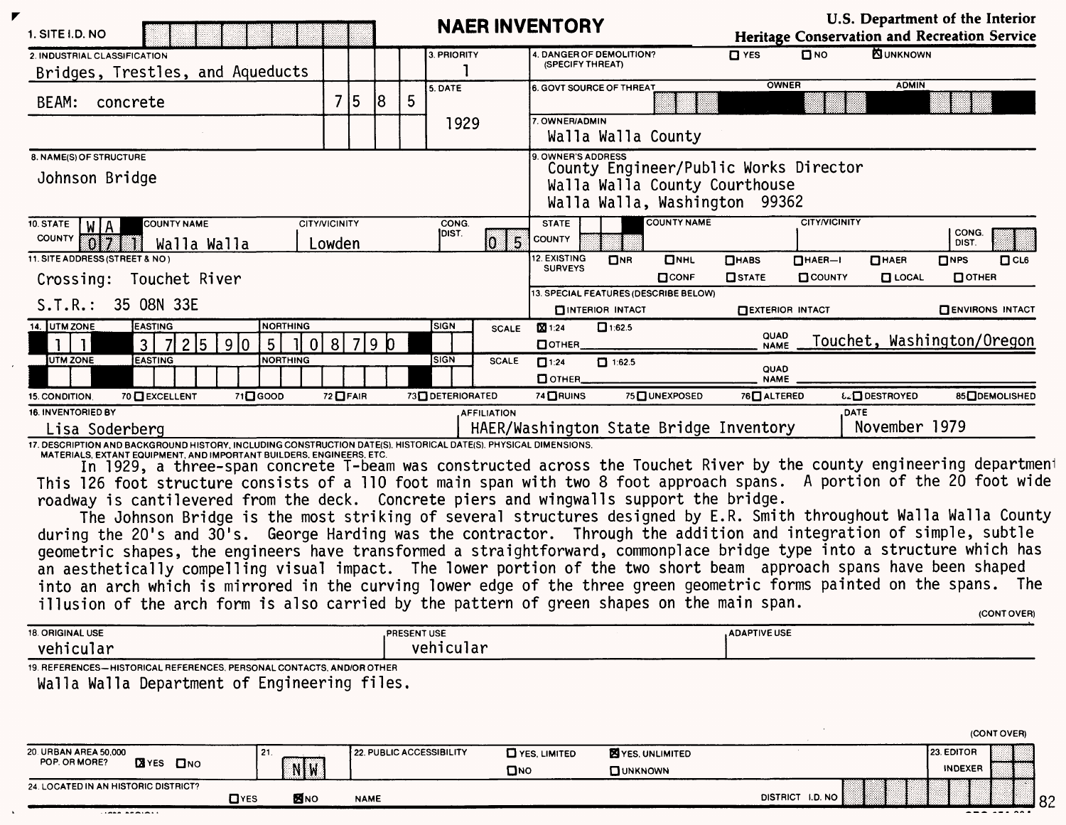# NAER INVENTORY

U.S. Department of the Interior
Heritage Conservation and Recreation Service

**1. SITE I.D. NO**

**2. INDUSTRIAL CLASSIFICATION**
Bridges, Trestles, and Aqueducts

BEAM: concrete — 7 5 8 5

**3. PRIORITY**
1

**4. DANGER OF DEMOLITION? (SPECIFY THREAT)**
☐ YES ☐ NO ☒ UNKNOWN

**5. DATE**
1929

**6. GOVT SOURCE OF THREAT** — OWNER / ADMIN

**7. OWNER/ADMIN**
Walla Walla County

**8. NAME(S) OF STRUCTURE**
Johnson Bridge

**9. OWNER'S ADDRESS**
County Engineer/Public Works Director
Walla Walla County Courthouse
Walla Walla, Washington 99362

**10. STATE** W A **COUNTY** 0 7 1 **COUNTY NAME** Walla Walla **CITY/VICINITY** Lowden **CONG. DIST.** 0 5

**11. SITE ADDRESS (STREET & NO.)**
Crossing: Touchet River
S.T.R.: 35 08N 33E

**12. EXISTING SURVEYS**
☐ NR ☐ NHL ☐ HABS ☐ HAER—I ☐ HAER ☐ NPS ☐ CL6
☐ CONF ☐ STATE ☐ COUNTY ☐ LOCAL ☐ OTHER

**13. SPECIAL FEATURES (DESCRIBE BELOW)**
☐ INTERIOR INTACT ☐ EXTERIOR INTACT ☐ ENVIRONS INTACT

**14.**

| UTM ZONE | EASTING | NORTHING | SIGN | SCALE | QUAD NAME |
|---|---|---|---|---|---|
| 1 1 | 3 7 2 5 9 0 | 5 1 0 8 7 9 0 | | ☒ 1:24 ☐ 1:62.5 ☐ OTHER | Touchet, Washington/Oregon |
| | | | | ☐ 1:24 ☐ 1:62.5 ☐ OTHER | |

**15. CONDITION**
70 ☐ EXCELLENT 71 ☐ GOOD 72 ☐ FAIR 73 ☐ DETERIORATED 74 ☐ RUINS 75 ☐ UNEXPOSED 76 ☐ ALTERED ☐ DESTROYED 85 ☐ DEMOLISHED

**16. INVENTORIED BY**
Lisa Soderberg

**AFFILIATION**
HAER/Washington State Bridge Inventory

**DATE**
November 1979

**17. DESCRIPTION AND BACKGROUND HISTORY, INCLUDING CONSTRUCTION DATE(S), HISTORICAL DATE(S), PHYSICAL DIMENSIONS, MATERIALS, EXTANT EQUIPMENT, AND IMPORTANT BUILDERS, ENGINEERS, ETC.**

In 1929, a three-span concrete T-beam was constructed across the Touchet River by the county engineering department. This 126 foot structure consists of a 110 foot main span with two 8 foot approach spans. A portion of the 20 foot wide roadway is cantilevered from the deck. Concrete piers and wingwalls support the bridge.

The Johnson Bridge is the most striking of several structures designed by E.R. Smith throughout Walla Walla County during the 20's and 30's. George Harding was the contractor. Through the addition and integration of simple, subtle geometric shapes, the engineers have transformed a straightforward, commonplace bridge type into a structure which has an aesthetically compelling visual impact. The lower portion of the two short beam approach spans have been shaped into an arch which is mirrored in the curving lower edge of the three green geometric forms painted on the spans. The illusion of the arch form is also carried by the pattern of green shapes on the main span.

(CONT OVER)

**18. ORIGINAL USE**
vehicular

**PRESENT USE**
vehicular

**ADAPTIVE USE**

**19. REFERENCES—HISTORICAL REFERENCES, PERSONAL CONTACTS, AND/OR OTHER**
Walla Walla Department of Engineering files.

(CONT OVER)

**20. URBAN AREA 50,000 POP. OR MORE?** ☒ YES ☐ NO

**21.** N W

**22. PUBLIC ACCESSIBILITY**
☐ YES, LIMITED ☒ YES, UNLIMITED ☐ NO ☐ UNKNOWN

**23. EDITOR / INDEXER**

**24. LOCATED IN AN HISTORIC DISTRICT?** ☐ YES ☒ NO **NAME** **DISTRICT I.D. NO**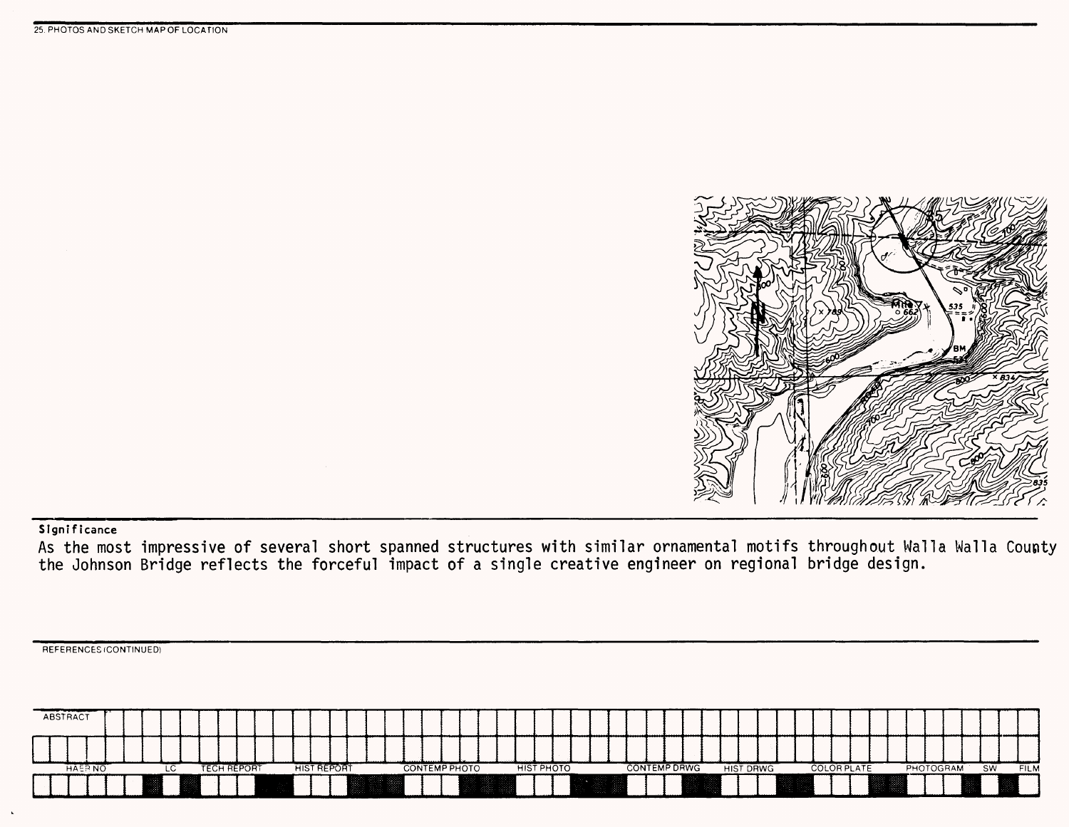25. PHOTOS AND SKETCH MAP OF LOCATION

x 789

Mile 7
662

535

BM

x 834

835

**Significance**

As the most impressive of several short spanned structures with similar ornamental motifs throughout Walla Walla County the Johnson Bridge reflects the forceful impact of a single creative engineer on regional bridge design.

REFERENCES (CONTINUED)

ABSTRACT

HAER NO | LC | TECH REPORT | HIST REPORT | CONTEMP PHOTO | HIST PHOTO | CONTEMP DRWG | HIST DRWG | COLOR PLATE | PHOTOGRAM | SW | FILM